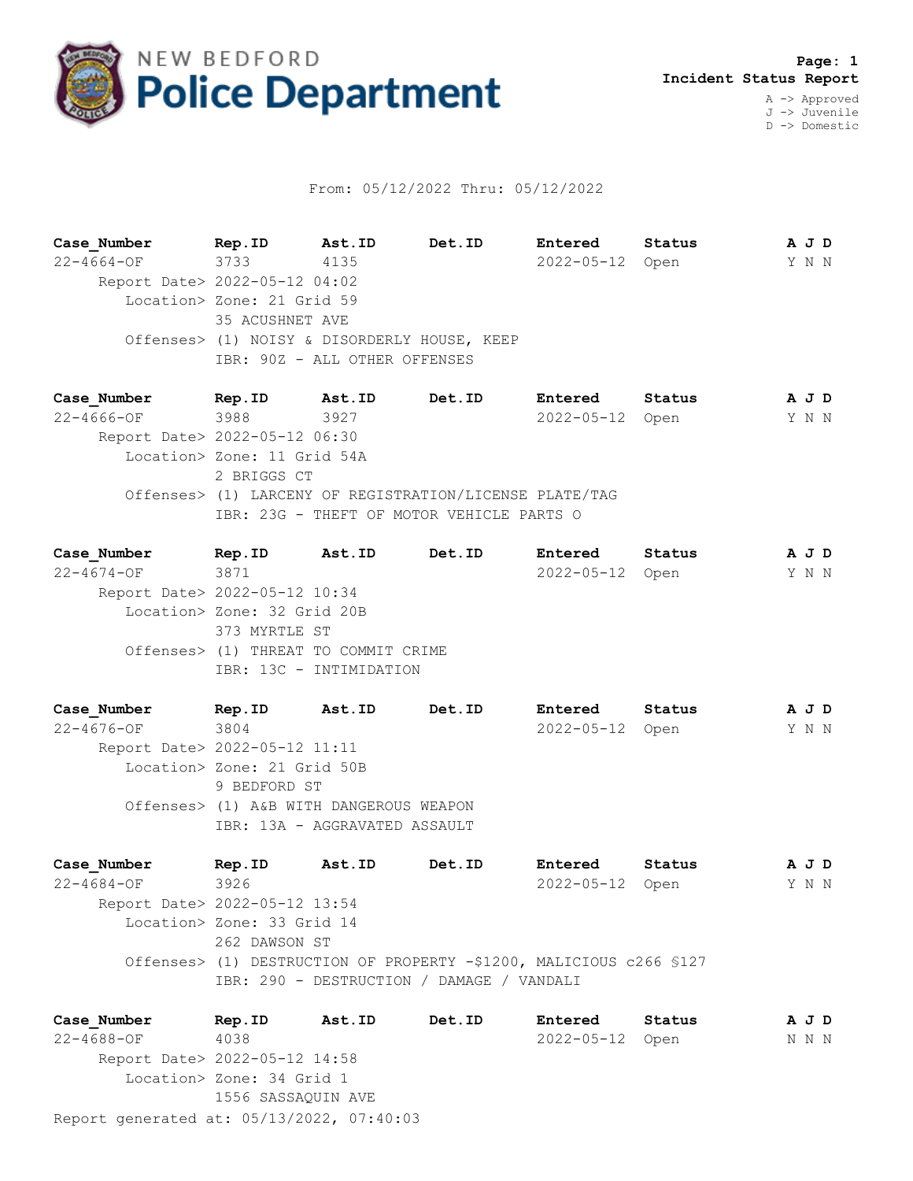# NEW BEDFORD Police Department

**Page: 1**
**Incident Status Report**

A -> Approved
J -> Juvenile
D -> Domestic

From: 05/12/2022 Thru: 05/12/2022

| Case_Number | Rep.ID | Ast.ID | Det.ID | Entered | Status | A J D |
|---|---|---|---|---|---|---|
| 22-4664-OF | 3733 | 4135 | | 2022-05-12 | Open | Y N N |

Report Date> 2022-05-12 04:02
Location> Zone: 21 Grid 59
35 ACUSHNET AVE
Offenses> (1) NOISY & DISORDERLY HOUSE, KEEP
IBR: 90Z - ALL OTHER OFFENSES

| Case_Number | Rep.ID | Ast.ID | Det.ID | Entered | Status | A J D |
|---|---|---|---|---|---|---|
| 22-4666-OF | 3988 | 3927 | | 2022-05-12 | Open | Y N N |

Report Date> 2022-05-12 06:30
Location> Zone: 11 Grid 54A
2 BRIGGS CT
Offenses> (1) LARCENY OF REGISTRATION/LICENSE PLATE/TAG
IBR: 23G - THEFT OF MOTOR VEHICLE PARTS O

| Case_Number | Rep.ID | Ast.ID | Det.ID | Entered | Status | A J D |
|---|---|---|---|---|---|---|
| 22-4674-OF | 3871 | | | 2022-05-12 | Open | Y N N |

Report Date> 2022-05-12 10:34
Location> Zone: 32 Grid 20B
373 MYRTLE ST
Offenses> (1) THREAT TO COMMIT CRIME
IBR: 13C - INTIMIDATION

| Case_Number | Rep.ID | Ast.ID | Det.ID | Entered | Status | A J D |
|---|---|---|---|---|---|---|
| 22-4676-OF | 3804 | | | 2022-05-12 | Open | Y N N |

Report Date> 2022-05-12 11:11
Location> Zone: 21 Grid 50B
9 BEDFORD ST
Offenses> (1) A&B WITH DANGEROUS WEAPON
IBR: 13A - AGGRAVATED ASSAULT

| Case_Number | Rep.ID | Ast.ID | Det.ID | Entered | Status | A J D |
|---|---|---|---|---|---|---|
| 22-4684-OF | 3926 | | | 2022-05-12 | Open | Y N N |

Report Date> 2022-05-12 13:54
Location> Zone: 33 Grid 14
262 DAWSON ST
Offenses> (1) DESTRUCTION OF PROPERTY -$1200, MALICIOUS c266 §127
IBR: 290 - DESTRUCTION / DAMAGE / VANDALI

| Case_Number | Rep.ID | Ast.ID | Det.ID | Entered | Status | A J D |
|---|---|---|---|---|---|---|
| 22-4688-OF | 4038 | | | 2022-05-12 | Open | N N N |

Report Date> 2022-05-12 14:58
Location> Zone: 34 Grid 1
1556 SASSAQUIN AVE

Report generated at: 05/13/2022, 07:40:03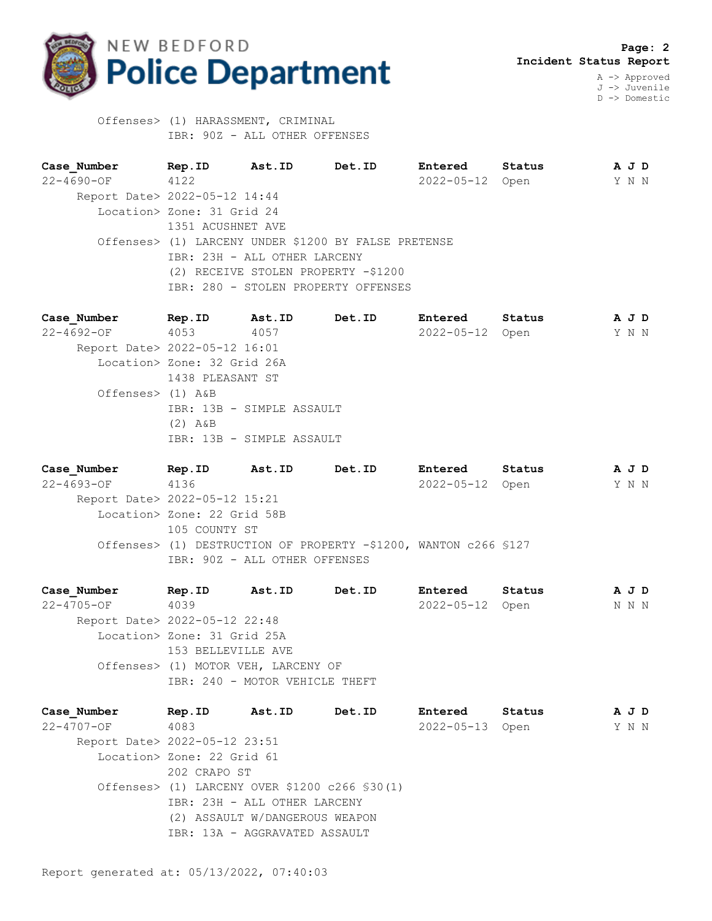NEW BEDFORD **Police Department**

**Incident Status Report**

A -> Approved
J -> Juvenile
D -> Domestic

Offenses> (1) HARASSMENT, CRIMINAL
IBR: 90Z - ALL OTHER OFFENSES

| Case_Number | Rep.ID | Ast.ID | Det.ID | Entered | Status | A J D |
|---|---|---|---|---|---|---|
| 22-4690-OF | 4122 | | | 2022-05-12 | Open | Y N N |

Report Date> 2022-05-12 14:44
Location> Zone: 31 Grid 24
1351 ACUSHNET AVE
Offenses> (1) LARCENY UNDER $1200 BY FALSE PRETENSE
IBR: 23H - ALL OTHER LARCENY
(2) RECEIVE STOLEN PROPERTY -$1200
IBR: 280 - STOLEN PROPERTY OFFENSES

| Case_Number | Rep.ID | Ast.ID | Det.ID | Entered | Status | A J D |
|---|---|---|---|---|---|---|
| 22-4692-OF | 4053 | 4057 | | 2022-05-12 | Open | Y N N |

Report Date> 2022-05-12 16:01
Location> Zone: 32 Grid 26A
1438 PLEASANT ST
Offenses> (1) A&B
IBR: 13B - SIMPLE ASSAULT
(2) A&B
IBR: 13B - SIMPLE ASSAULT

| Case_Number | Rep.ID | Ast.ID | Det.ID | Entered | Status | A J D |
|---|---|---|---|---|---|---|
| 22-4693-OF | 4136 | | | 2022-05-12 | Open | Y N N |

Report Date> 2022-05-12 15:21
Location> Zone: 22 Grid 58B
105 COUNTY ST
Offenses> (1) DESTRUCTION OF PROPERTY -$1200, WANTON c266 §127
IBR: 90Z - ALL OTHER OFFENSES

| Case_Number | Rep.ID | Ast.ID | Det.ID | Entered | Status | A J D |
|---|---|---|---|---|---|---|
| 22-4705-OF | 4039 | | | 2022-05-12 | Open | N N N |

Report Date> 2022-05-12 22:48
Location> Zone: 31 Grid 25A
153 BELLEVILLE AVE
Offenses> (1) MOTOR VEH, LARCENY OF
IBR: 240 - MOTOR VEHICLE THEFT

| Case_Number | Rep.ID | Ast.ID | Det.ID | Entered | Status | A J D |
|---|---|---|---|---|---|---|
| 22-4707-OF | 4083 | | | 2022-05-13 | Open | Y N N |

Report Date> 2022-05-12 23:51
Location> Zone: 22 Grid 61
202 CRAPO ST
Offenses> (1) LARCENY OVER $1200 c266 §30(1)
IBR: 23H - ALL OTHER LARCENY
(2) ASSAULT W/DANGEROUS WEAPON
IBR: 13A - AGGRAVATED ASSAULT

Report generated at: 05/13/2022, 07:40:03